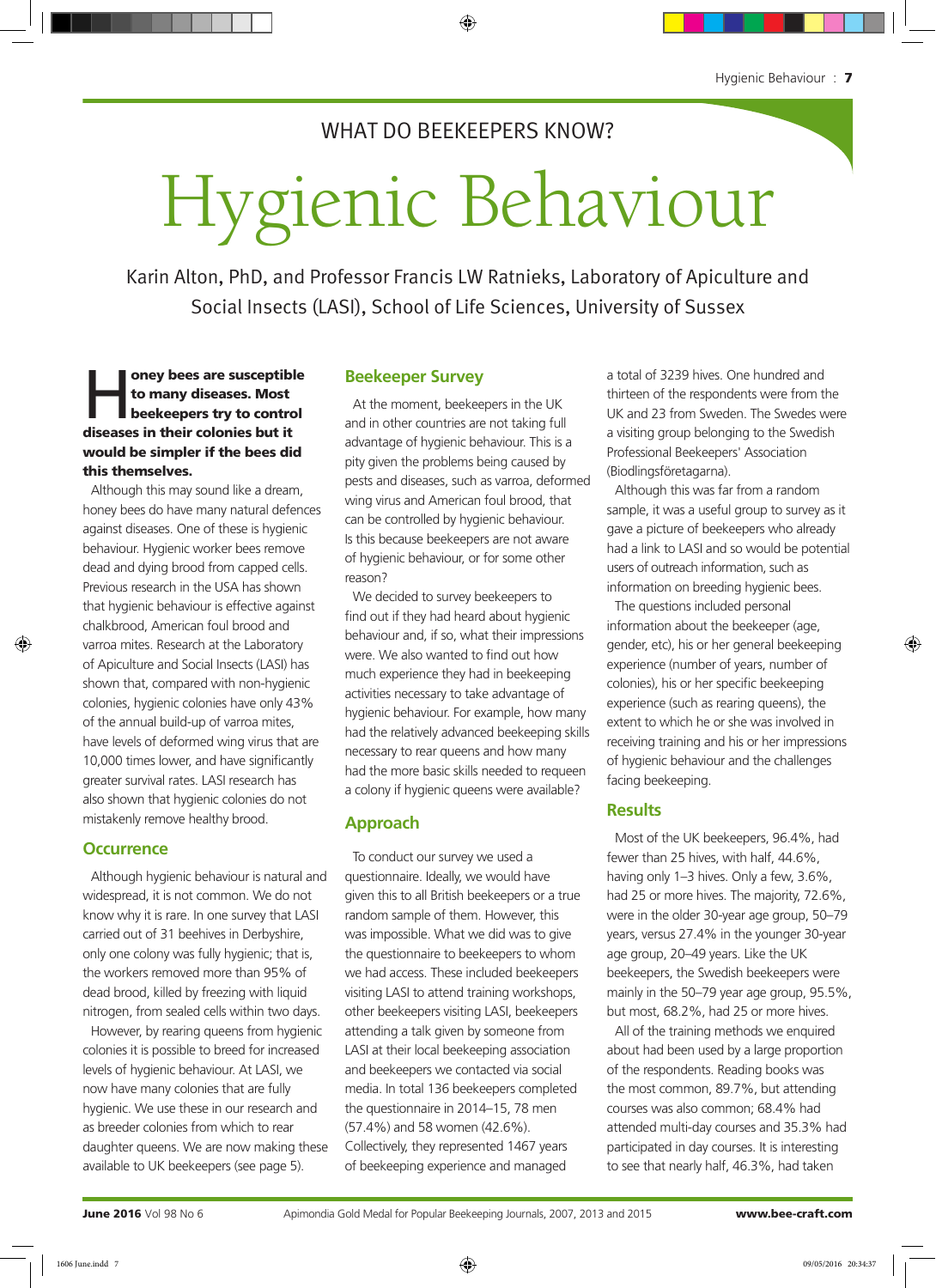WHAT DO BEEKEEPERS KNOW?

# Hygienic Behaviour

Karin Alton, PhD, and Professor Francis LW Ratnieks, Laboratory of Apiculture and Social Insects (LASI), School of Life Sciences, University of Sussex

**Honey bees are susceptible to many diseases. Most beekeepers try to control diseases in their colonies but it would be simpler if the bees did this themselves.**

Although this may sound like a dream, honey bees do have many natural defences against diseases. One of these is hygienic behaviour. Hygienic worker bees remove dead and dying brood from capped cells. Previous research in the USA has shown that hygienic behaviour is effective against chalkbrood, American foul brood and varroa mites. Research at the Laboratory of Apiculture and Social Insects (LASI) has shown that, compared with non-hygienic colonies, hygienic colonies have only 43% of the annual build-up of varroa mites, have levels of deformed wing virus that are 10,000 times lower, and have significantly greater survival rates. LASI research has also shown that hygienic colonies do not mistakenly remove healthy brood.

## Occurrence

Although hygienic behaviour is natural and widespread, it is not common. We do not know why it is rare. In one survey that LASI carried out of 31 beehives in Derbyshire, only one colony was fully hygienic; that is, the workers removed more than 95% of dead brood, killed by freezing with liquid nitrogen, from sealed cells within two days.

However, by rearing queens from hygienic colonies it is possible to breed for increased levels of hygienic behaviour. At LASI, we now have many colonies that are fully hygienic. We use these in our research and as breeder colonies from which to rear daughter queens. We are now making these available to UK beekeepers (see page 5).

## Beekeeper Survey

At the moment, beekeepers in the UK and in other countries are not taking full advantage of hygienic behaviour. This is a pity given the problems being caused by pests and diseases, such as varroa, deformed wing virus and American foul brood, that can be controlled by hygienic behaviour. Is this because beekeepers are not aware of hygienic behaviour, or for some other reason?

We decided to survey beekeepers to find out if they had heard about hygienic behaviour and, if so, what their impressions were. We also wanted to find out how much experience they had in beekeeping activities necessary to take advantage of hygienic behaviour. For example, how many had the relatively advanced beekeeping skills necessary to rear queens and how many had the more basic skills needed to requeen a colony if hygienic queens were available?

## Approach

To conduct our survey we used a questionnaire. Ideally, we would have given this to all British beekeepers or a true random sample of them. However, this was impossible. What we did was to give the questionnaire to beekeepers to whom we had access. These included beekeepers visiting LASI to attend training workshops, other beekeepers visiting LASI, beekeepers attending a talk given by someone from LASI at their local beekeeping association and beekeepers we contacted via social media. In total 136 beekeepers completed the questionnaire in 2014–15, 78 men (57.4%) and 58 women (42.6%). Collectively, they represented 1467 years of beekeeping experience and managed a total of 3239 hives. One hundred and thirteen of the respondents were from the UK and 23 from Sweden. The Swedes were a visiting group belonging to the Swedish Professional Beekeepers' Association (Biodlingsföretagarna).

Although this was far from a random sample, it was a useful group to survey as it gave a picture of beekeepers who already had a link to LASI and so would be potential users of outreach information, such as information on breeding hygienic bees.

The questions included personal information about the beekeeper (age, gender, etc), his or her general beekeeping experience (number of years, number of colonies), his or her specific beekeeping experience (such as rearing queens), the extent to which he or she was involved in receiving training and his or her impressions of hygienic behaviour and the challenges facing beekeeping.

## Results

Most of the UK beekeepers, 96.4%, had fewer than 25 hives, with half, 44.6%, having only 1–3 hives. Only a few, 3.6%, had 25 or more hives. The majority, 72.6%, were in the older 30-year age group, 50–79 years, versus 27.4% in the younger 30-year age group, 20–49 years. Like the UK beekeepers, the Swedish beekeepers were mainly in the 50–79 year age group, 95.5%, but most, 68.2%, had 25 or more hives.

All of the training methods we enquired about had been used by a large proportion of the respondents. Reading books was the most common, 89.7%, but attending courses was also common; 68.4% had attended multi-day courses and 35.3% had participated in day courses. It is interesting to see that nearly half, 46.3%, had taken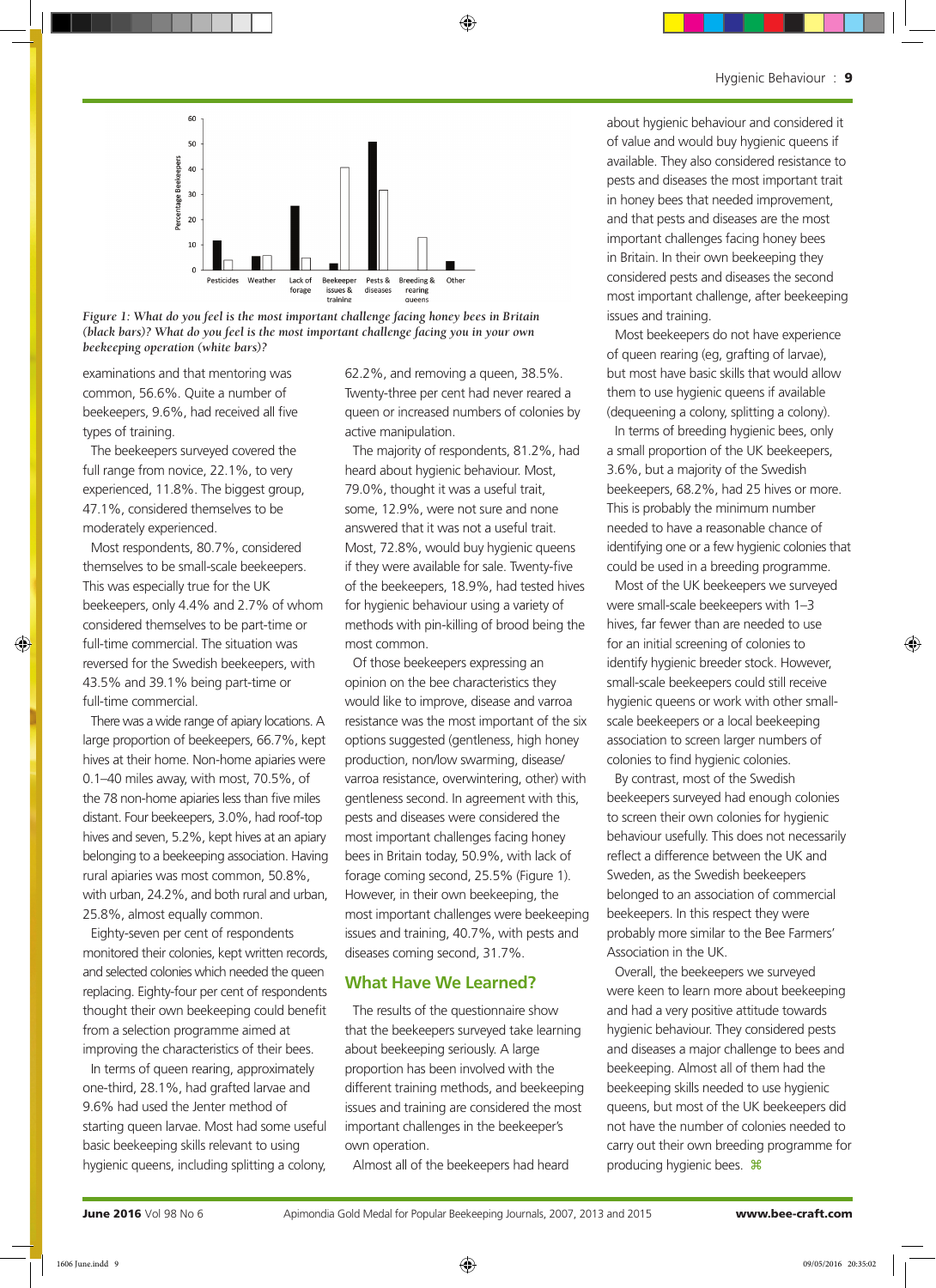60
50
40
30
20
10
0
Percentage Beekeepers
Pesticides
Weather
Lack of forage
Beekeeper issues & training
Pests & diseases
Breeding & rearing queens
Other

*Figure 1: What do you feel is the most important challenge facing honey bees in Britain (black bars)? What do you feel is the most important challenge facing you in your own beekeeping operation (white bars)?*

examinations and that mentoring was common, 56.6%. Quite a number of beekeepers, 9.6%, had received all five types of training.

The beekeepers surveyed covered the full range from novice, 22.1%, to very experienced, 11.8%. The biggest group, 47.1%, considered themselves to be moderately experienced.

Most respondents, 80.7%, considered themselves to be small-scale beekeepers. This was especially true for the UK beekeepers, only 4.4% and 2.7% of whom considered themselves to be part-time or full-time commercial. The situation was reversed for the Swedish beekeepers, with 43.5% and 39.1% being part-time or full-time commercial.

There was a wide range of apiary locations. A large proportion of beekeepers, 66.7%, kept hives at their home. Non-home apiaries were 0.1–40 miles away, with most, 70.5%, of the 78 non-home apiaries less than five miles distant. Four beekeepers, 3.0%, had roof-top hives and seven, 5.2%, kept hives at an apiary belonging to a beekeeping association. Having rural apiaries was most common, 50.8%, with urban, 24.2%, and both rural and urban, 25.8%, almost equally common.

Eighty-seven per cent of respondents monitored their colonies, kept written records, and selected colonies which needed the queen replacing. Eighty-four per cent of respondents thought their own beekeeping could benefit from a selection programme aimed at improving the characteristics of their bees.

In terms of queen rearing, approximately one-third, 28.1%, had grafted larvae and 9.6% had used the Jenter method of starting queen larvae. Most had some useful basic beekeeping skills relevant to using hygienic queens, including splitting a colony, 62.2%, and removing a queen, 38.5%. Twenty-three per cent had never reared a queen or increased numbers of colonies by active manipulation.

The majority of respondents, 81.2%, had heard about hygienic behaviour. Most, 79.0%, thought it was a useful trait, some, 12.9%, were not sure and none answered that it was not a useful trait. Most, 72.8%, would buy hygienic queens if they were available for sale. Twenty-five of the beekeepers, 18.9%, had tested hives for hygienic behaviour using a variety of methods with pin-killing of brood being the most common.

Of those beekeepers expressing an opinion on the bee characteristics they would like to improve, disease and varroa resistance was the most important of the six options suggested (gentleness, high honey production, non/low swarming, disease/varroa resistance, overwintering, other) with gentleness second. In agreement with this, pests and diseases were considered the most important challenges facing honey bees in Britain today, 50.9%, with lack of forage coming second, 25.5% (Figure 1). However, in their own beekeeping, the most important challenges were beekeeping issues and training, 40.7%, with pests and diseases coming second, 31.7%.

## What Have We Learned?

The results of the questionnaire show that the beekeepers surveyed take learning about beekeeping seriously. A large proportion has been involved with the different training methods, and beekeeping issues and training are considered the most important challenges in the beekeeper's own operation.

Almost all of the beekeepers had heard about hygienic behaviour and considered it of value and would buy hygienic queens if available. They also considered resistance to pests and diseases the most important trait in honey bees that needed improvement, and that pests and diseases are the most important challenges facing honey bees in Britain. In their own beekeeping they considered pests and diseases the second most important challenge, after beekeeping issues and training.

Most beekeepers do not have experience of queen rearing (eg, grafting of larvae), but most have basic skills that would allow them to use hygienic queens if available (dequeening a colony, splitting a colony).

In terms of breeding hygienic bees, only a small proportion of the UK beekeepers, 3.6%, but a majority of the Swedish beekeepers, 68.2%, had 25 hives or more. This is probably the minimum number needed to have a reasonable chance of identifying one or a few hygienic colonies that could be used in a breeding programme.

Most of the UK beekeepers we surveyed were small-scale beekeepers with 1–3 hives, far fewer than are needed to use for an initial screening of colonies to identify hygienic breeder stock. However, small-scale beekeepers could still receive hygienic queens or work with other small-scale beekeepers or a local beekeeping association to screen larger numbers of colonies to find hygienic colonies.

By contrast, most of the Swedish beekeepers surveyed had enough colonies to screen their own colonies for hygienic behaviour usefully. This does not necessarily reflect a difference between the UK and Sweden, as the Swedish beekeepers belonged to an association of commercial beekeepers. In this respect they were probably more similar to the Bee Farmers' Association in the UK.

Overall, the beekeepers we surveyed were keen to learn more about beekeeping and had a very positive attitude towards hygienic behaviour. They considered pests and diseases a major challenge to bees and beekeeping. Almost all of them had the beekeeping skills needed to use hygienic queens, but most of the UK beekeepers did not have the number of colonies needed to carry out their own breeding programme for producing hygienic bees. ⌘